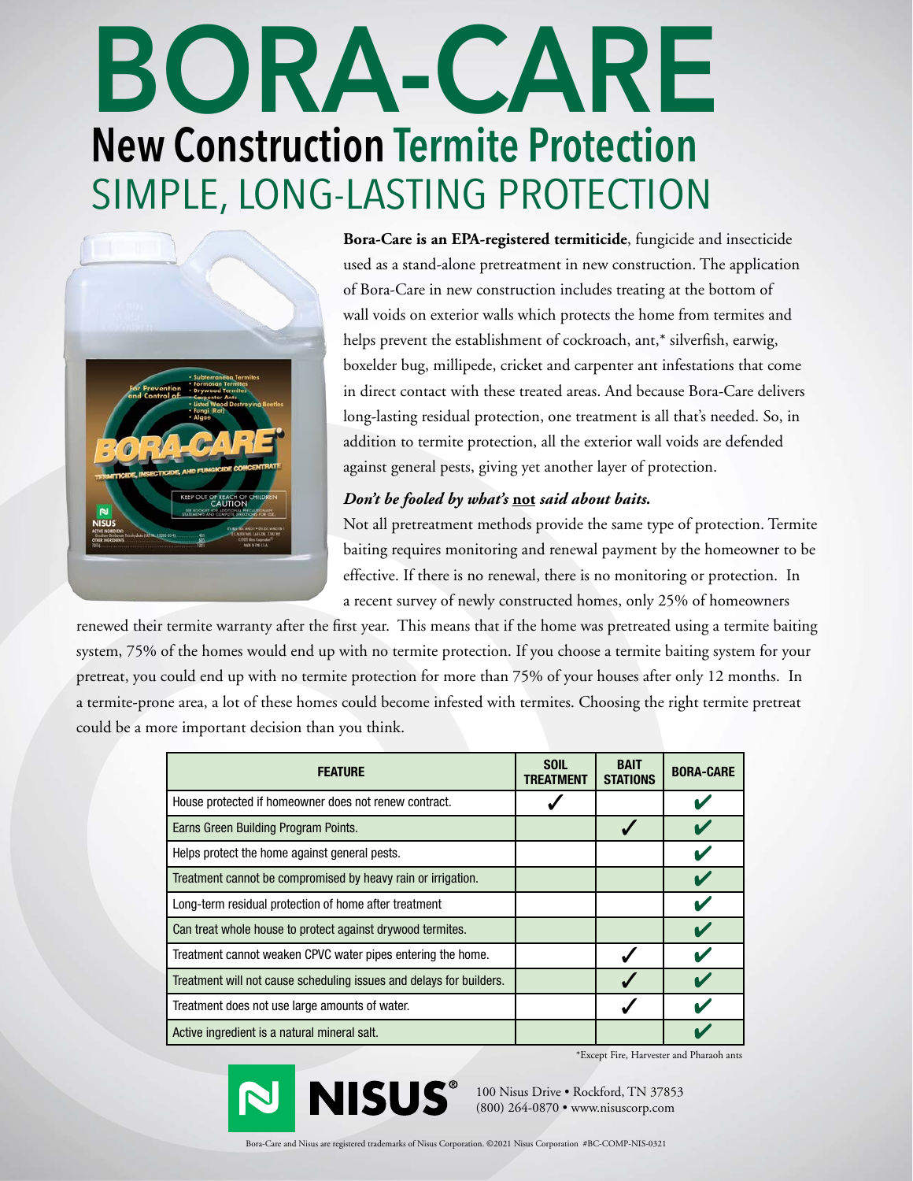# BORA-CARE

## New Construction Termite Protection

## SIMPLE, LONG-LASTING PROTECTION

**Bora-Care is an EPA-registered termiticide**, fungicide and insecticide used as a stand-alone pretreatment in new construction. The application of Bora-Care in new construction includes treating at the bottom of wall voids on exterior walls which protects the home from termites and helps prevent the establishment of cockroach, ant,* silverfish, earwig, boxelder bug, millipede, cricket and carpenter ant infestations that come in direct contact with these treated areas. And because Bora-Care delivers long-lasting residual protection, one treatment is all that's needed. So, in addition to termite protection, all the exterior wall voids are defended against general pests, giving yet another layer of protection.

***Don't be fooled by what's not said about baits.***

Not all pretreatment methods provide the same type of protection. Termite baiting requires monitoring and renewal payment by the homeowner to be effective. If there is no renewal, there is no monitoring or protection. In a recent survey of newly constructed homes, only 25% of homeowners renewed their termite warranty after the first year. This means that if the home was pretreated using a termite baiting system, 75% of the homes would end up with no termite protection. If you choose a termite baiting system for your pretreat, you could end up with no termite protection for more than 75% of your houses after only 12 months. In a termite-prone area, a lot of these homes could become infested with termites. Choosing the right termite pretreat could be a more important decision than you think.

| FEATURE | SOIL TREATMENT | BAIT STATIONS | BORA-CARE |
|---|---|---|---|
| House protected if homeowner does not renew contract. | ✓ | | ✓ |
| Earns Green Building Program Points. | | ✓ | ✓ |
| Helps protect the home against general pests. | | | ✓ |
| Treatment cannot be compromised by heavy rain or irrigation. | | | ✓ |
| Long-term residual protection of home after treatment | | | ✓ |
| Can treat whole house to protect against drywood termites. | | | ✓ |
| Treatment cannot weaken CPVC water pipes entering the home. | | ✓ | ✓ |
| Treatment will not cause scheduling issues and delays for builders. | | ✓ | ✓ |
| Treatment does not use large amounts of water. | | ✓ | ✓ |
| Active ingredient is a natural mineral salt. | | | ✓ |

*Except Fire, Harvester and Pharaoh ants

NISUS®

100 Nisus Drive • Rockford, TN 37853
(800) 264-0870 • www.nisuscorp.com

Bora-Care and Nisus are registered trademarks of Nisus Corporation. ©2021 Nisus Corporation #BC-COMP-NIS-0321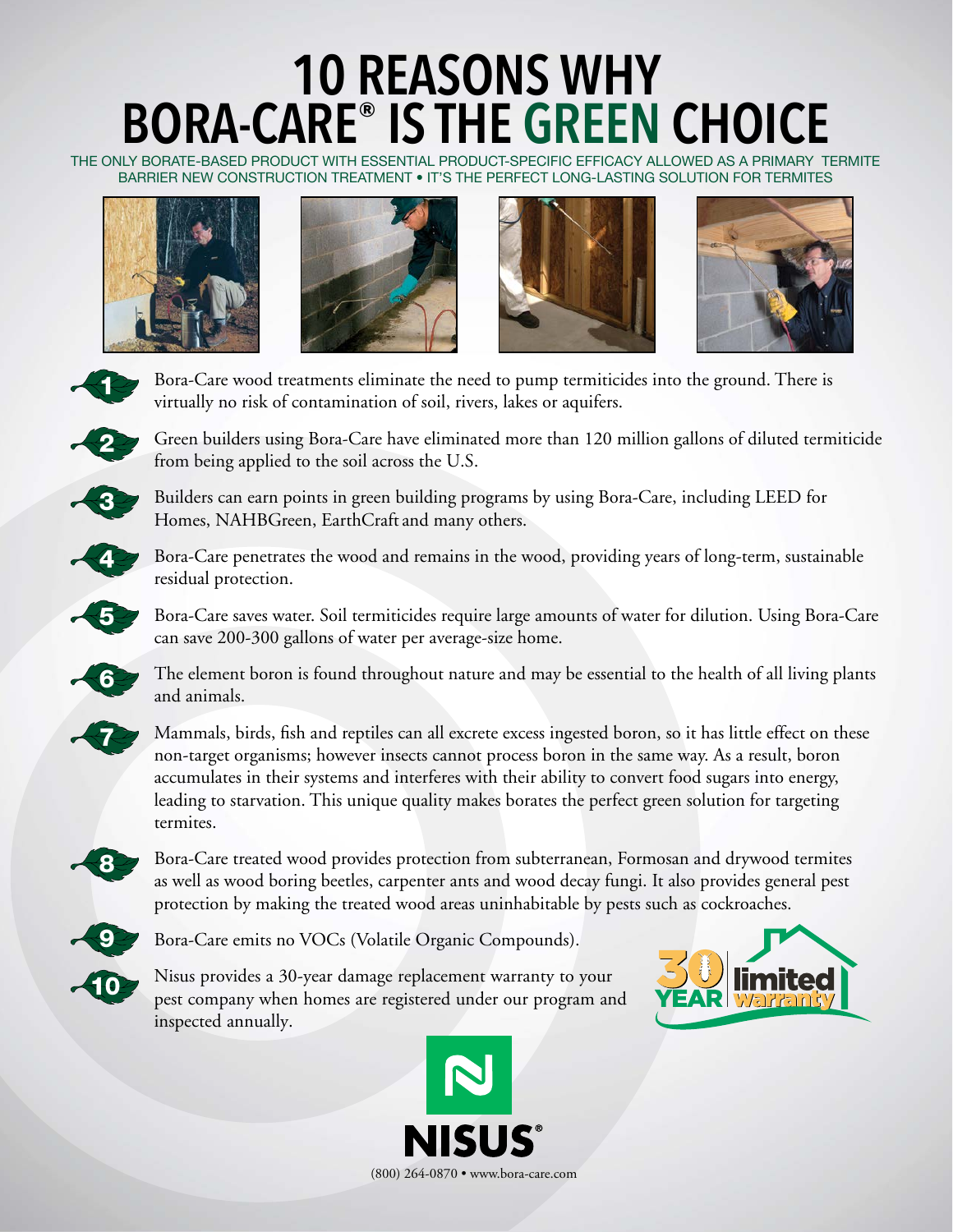# 10 REASONS WHY BORA-CARE® IS THE GREEN CHOICE

THE ONLY BORATE-BASED PRODUCT WITH ESSENTIAL PRODUCT-SPECIFIC EFFICACY ALLOWED AS A PRIMARY TERMITE BARRIER NEW CONSTRUCTION TREATMENT • IT'S THE PERFECT LONG-LASTING SOLUTION FOR TERMITES

1. Bora-Care wood treatments eliminate the need to pump termiticides into the ground. There is virtually no risk of contamination of soil, rivers, lakes or aquifers.

2. Green builders using Bora-Care have eliminated more than 120 million gallons of diluted termiticide from being applied to the soil across the U.S.

3. Builders can earn points in green building programs by using Bora-Care, including LEED for Homes, NAHBGreen, EarthCraft and many others.

4. Bora-Care penetrates the wood and remains in the wood, providing years of long-term, sustainable residual protection.

5. Bora-Care saves water. Soil termiticides require large amounts of water for dilution. Using Bora-Care can save 200-300 gallons of water per average-size home.

6. The element boron is found throughout nature and may be essential to the health of all living plants and animals.

7. Mammals, birds, fish and reptiles can all excrete excess ingested boron, so it has little effect on these non-target organisms; however insects cannot process boron in the same way. As a result, boron accumulates in their systems and interferes with their ability to convert food sugars into energy, leading to starvation. This unique quality makes borates the perfect green solution for targeting termites.

8. Bora-Care treated wood provides protection from subterranean, Formosan and drywood termites as well as wood boring beetles, carpenter ants and wood decay fungi. It also provides general pest protection by making the treated wood areas uninhabitable by pests such as cockroaches.

9. Bora-Care emits no VOCs (Volatile Organic Compounds).

10. Nisus provides a 30-year damage replacement warranty to your pest company when homes are registered under our program and inspected annually.

30 YEAR limited warranty

NISUS®

(800) 264-0870 • www.bora-care.com